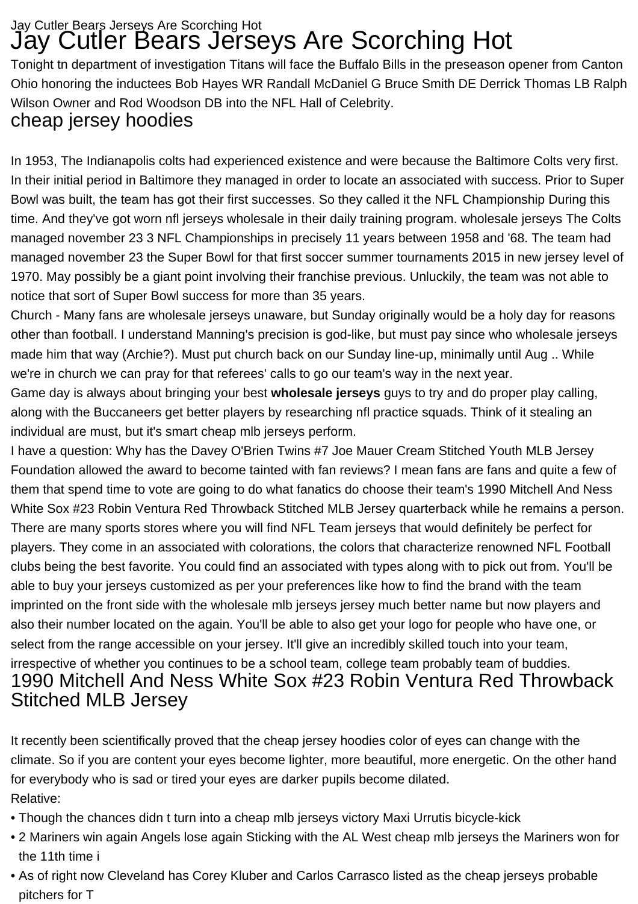Jay Cutler Bears Jerseys Are Scorching Hot

# Jay Cutler Bears Jerseys Are Scorching Hot

Tonight tn department of investigation Titans will face the Buffalo Bills in the preseason opener from Canton Ohio honoring the inductees Bob Hayes WR Randall McDaniel G Bruce Smith DE Derrick Thomas LB Ralph Wilson Owner and Rod Woodson DB into the NFL Hall of Celebrity.

## cheap jersey hoodies

In 1953, The Indianapolis colts had experienced existence and were because the Baltimore Colts very first. In their initial period in Baltimore they managed in order to locate an associated with success. Prior to Super Bowl was built, the team has got their first successes. So they called it the NFL Championship During this time. And they've got worn nfl jerseys wholesale in their daily training program. wholesale jerseys The Colts managed november 23 3 NFL Championships in precisely 11 years between 1958 and '68. The team had managed november 23 the Super Bowl for that first soccer summer tournaments 2015 in new jersey level of 1970. May possibly be a giant point involving their franchise previous. Unluckily, the team was not able to notice that sort of Super Bowl success for more than 35 years.

Church - Many fans are wholesale jerseys unaware, but Sunday originally would be a holy day for reasons other than football. I understand Manning's precision is god-like, but must pay since who wholesale jerseys made him that way (Archie?). Must put church back on our Sunday line-up, minimally until Aug .. While we're in church we can pray for that referees' calls to go our team's way in the next year.

Game day is always about bringing your best **wholesale jerseys** guys to try and do proper play calling, along with the Buccaneers get better players by researching nfl practice squads. Think of it stealing an individual are must, but it's smart cheap mlb jerseys perform.

I have a question: Why has the Davey O'Brien Twins #7 Joe Mauer Cream Stitched Youth MLB Jersey Foundation allowed the award to become tainted with fan reviews? I mean fans are fans and quite a few of them that spend time to vote are going to do what fanatics do choose their team's 1990 Mitchell And Ness White Sox #23 Robin Ventura Red Throwback Stitched MLB Jersey quarterback while he remains a person.

There are many sports stores where you will find NFL Team jerseys that would definitely be perfect for players. They come in an associated with colorations, the colors that characterize renowned NFL Football clubs being the best favorite. You could find an associated with types along with to pick out from. You'll be able to buy your jerseys customized as per your preferences like how to find the brand with the team imprinted on the front side with the wholesale mlb jerseys jersey much better name but now players and also their number located on the again. You'll be able to also get your logo for people who have one, or select from the range accessible on your jersey. It'll give an incredibly skilled touch into your team, irrespective of whether you continues to be a school team, college team probably team of buddies.

## 1990 Mitchell And Ness White Sox #23 Robin Ventura Red Throwback Stitched MLB Jersey

It recently been scientifically proved that the cheap jersey hoodies color of eyes can change with the climate. So if you are content your eyes become lighter, more beautiful, more energetic. On the other hand for everybody who is sad or tired your eyes are darker pupils become dilated.

Relative:

- Though the chances didn t turn into a cheap mlb jerseys victory Maxi Urrutis bicycle-kick
- 2 Mariners win again Angels lose again Sticking with the AL West cheap mlb jerseys the Mariners won for the 11th time i
- As of right now Cleveland has Corey Kluber and Carlos Carrasco listed as the cheap jerseys probable pitchers for T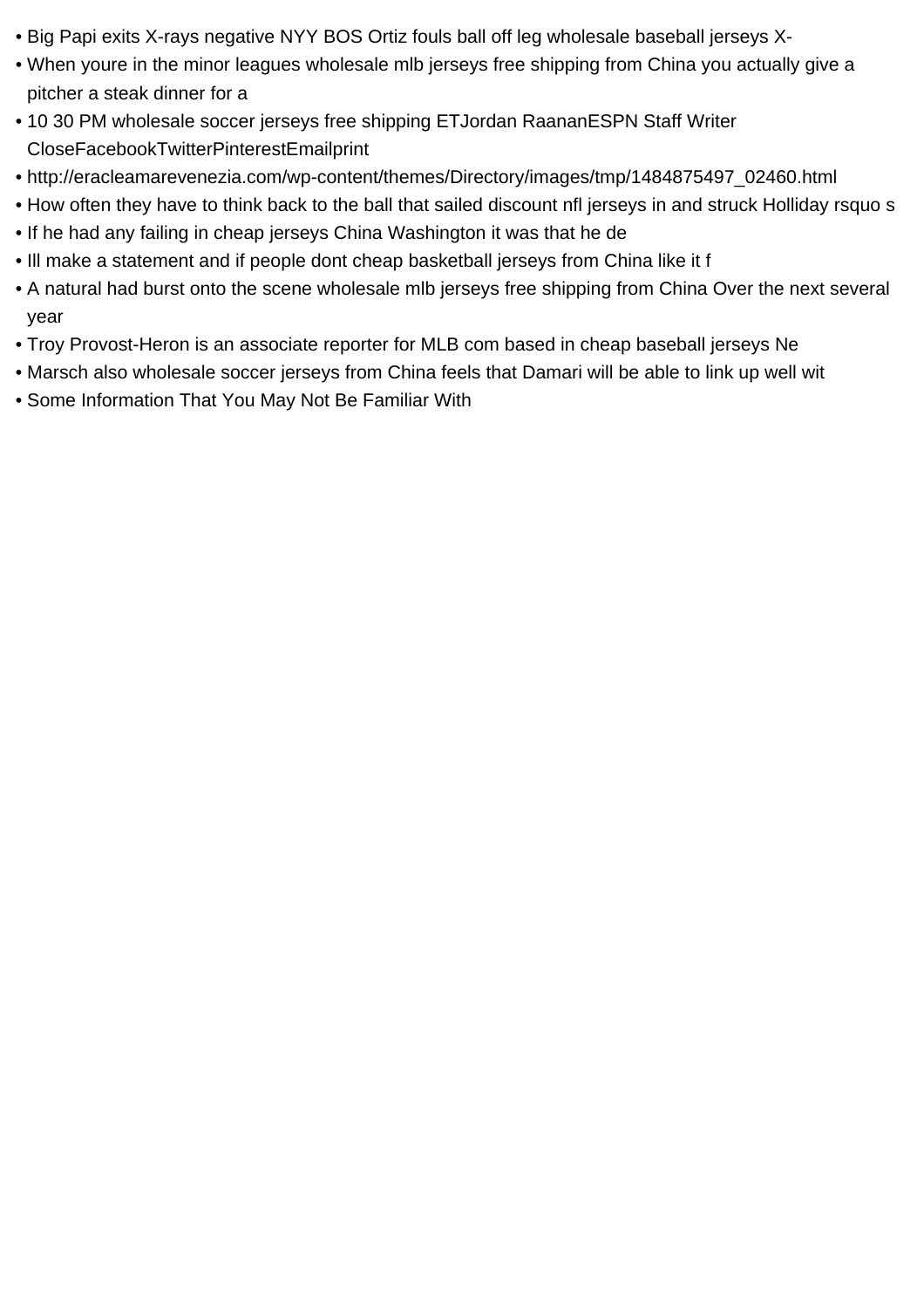- Big Papi exits X-rays negative NYY BOS Ortiz fouls ball off leg wholesale baseball jerseys X-
- When youre in the minor leagues wholesale mlb jerseys free shipping from China you actually give a pitcher a steak dinner for a
- 10 30 PM wholesale soccer jerseys free shipping ETJordan RaananESPN Staff Writer CloseFacebookTwitterPinterestEmailprint
- http://eracleamarevenezia.com/wp-content/themes/Directory/images/tmp/1484875497_02460.html
- How often they have to think back to the ball that sailed discount nfl jerseys in and struck Holliday rsquo s
- If he had any failing in cheap jerseys China Washington it was that he de
- Ill make a statement and if people dont cheap basketball jerseys from China like it f
- A natural had burst onto the scene wholesale mlb jerseys free shipping from China Over the next several year
- Troy Provost-Heron is an associate reporter for MLB com based in cheap baseball jerseys Ne
- Marsch also wholesale soccer jerseys from China feels that Damari will be able to link up well wit
- Some Information That You May Not Be Familiar With